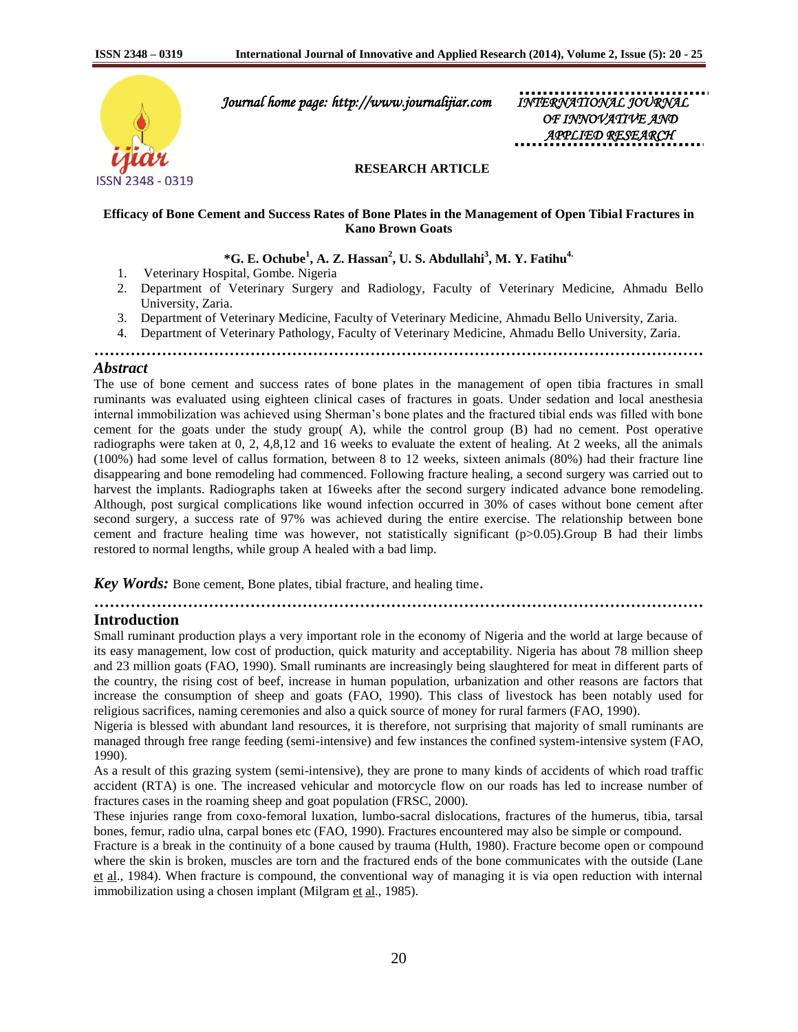Journal home page: http://www.journalijiar.com

INTERNATIONAL JOURNAL OF INNOVATIVE AND APPLIED RESEARCH

ISSN 2348 - 0319

**RESEARCH ARTICLE**

# Efficacy of Bone Cement and Success Rates of Bone Plates in the Management of Open Tibial Fractures in Kano Brown Goats

**\*G. E. Ochube[1], A. Z. Hassan[2], U. S. Abdullahi[3], M. Y. Fatihu[4.]**

1. Veterinary Hospital, Gombe. Nigeria
2. Department of Veterinary Surgery and Radiology, Faculty of Veterinary Medicine, Ahmadu Bello University, Zaria.
3. Department of Veterinary Medicine, Faculty of Veterinary Medicine, Ahmadu Bello University, Zaria.
4. Department of Veterinary Pathology, Faculty of Veterinary Medicine, Ahmadu Bello University, Zaria.

## *Abstract*

The use of bone cement and success rates of bone plates in the management of open tibia fractures in small ruminants was evaluated using eighteen clinical cases of fractures in goats. Under sedation and local anesthesia internal immobilization was achieved using Sherman's bone plates and the fractured tibial ends was filled with bone cement for the goats under the study group( A), while the control group (B) had no cement. Post operative radiographs were taken at 0, 2, 4,8,12 and 16 weeks to evaluate the extent of healing. At 2 weeks, all the animals (100%) had some level of callus formation, between 8 to 12 weeks, sixteen animals (80%) had their fracture line disappearing and bone remodeling had commenced. Following fracture healing, a second surgery was carried out to harvest the implants. Radiographs taken at 16weeks after the second surgery indicated advance bone remodeling. Although, post surgical complications like wound infection occurred in 30% of cases without bone cement after second surgery, a success rate of 97% was achieved during the entire exercise. The relationship between bone cement and fracture healing time was however, not statistically significant ($p>0.05$).Group B had their limbs restored to normal lengths, while group A healed with a bad limp.

***Key Words:*** Bone cement, Bone plates, tibial fracture, and healing time.

## Introduction

Small ruminant production plays a very important role in the economy of Nigeria and the world at large because of its easy management, low cost of production, quick maturity and acceptability. Nigeria has about 78 million sheep and 23 million goats (FAO, 1990). Small ruminants are increasingly being slaughtered for meat in different parts of the country, the rising cost of beef, increase in human population, urbanization and other reasons are factors that increase the consumption of sheep and goats (FAO, 1990). This class of livestock has been notably used for religious sacrifices, naming ceremonies and also a quick source of money for rural farmers (FAO, 1990).

Nigeria is blessed with abundant land resources, it is therefore, not surprising that majority of small ruminants are managed through free range feeding (semi-intensive) and few instances the confined system-intensive system (FAO, 1990).

As a result of this grazing system (semi-intensive), they are prone to many kinds of accidents of which road traffic accident (RTA) is one. The increased vehicular and motorcycle flow on our roads has led to increase number of fractures cases in the roaming sheep and goat population (FRSC, 2000).

These injuries range from coxo-femoral luxation, lumbo-sacral dislocations, fractures of the humerus, tibia, tarsal bones, femur, radio ulna, carpal bones etc (FAO, 1990). Fractures encountered may also be simple or compound.

Fracture is a break in the continuity of a bone caused by trauma (Hulth, 1980). Fracture become open or compound where the skin is broken, muscles are torn and the fractured ends of the bone communicates with the outside (Lane et al., 1984). When fracture is compound, the conventional way of managing it is via open reduction with internal immobilization using a chosen implant (Milgram et al., 1985).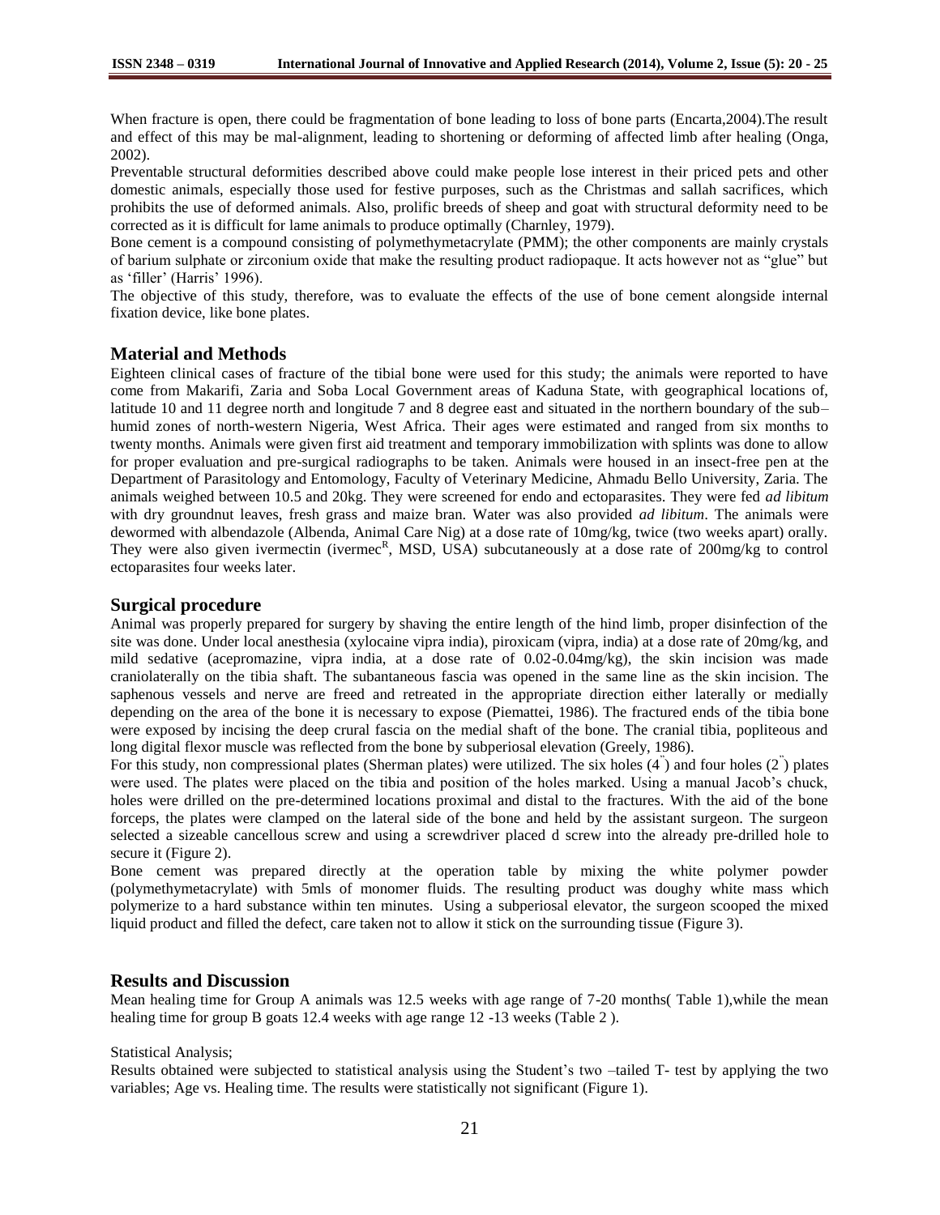When fracture is open, there could be fragmentation of bone leading to loss of bone parts (Encarta,2004).The result and effect of this may be mal-alignment, leading to shortening or deforming of affected limb after healing (Onga, 2002).

Preventable structural deformities described above could make people lose interest in their priced pets and other domestic animals, especially those used for festive purposes, such as the Christmas and sallah sacrifices, which prohibits the use of deformed animals. Also, prolific breeds of sheep and goat with structural deformity need to be corrected as it is difficult for lame animals to produce optimally (Charnley, 1979).

Bone cement is a compound consisting of polymethymetacrylate (PMM); the other components are mainly crystals of barium sulphate or zirconium oxide that make the resulting product radiopaque. It acts however not as "glue" but as 'filler' (Harris' 1996).

The objective of this study, therefore, was to evaluate the effects of the use of bone cement alongside internal fixation device, like bone plates.

## Material and Methods

Eighteen clinical cases of fracture of the tibial bone were used for this study; the animals were reported to have come from Makarifi, Zaria and Soba Local Government areas of Kaduna State, with geographical locations of, latitude 10 and 11 degree north and longitude 7 and 8 degree east and situated in the northern boundary of the sub–humid zones of north-western Nigeria, West Africa. Their ages were estimated and ranged from six months to twenty months. Animals were given first aid treatment and temporary immobilization with splints was done to allow for proper evaluation and pre-surgical radiographs to be taken. Animals were housed in an insect-free pen at the Department of Parasitology and Entomology, Faculty of Veterinary Medicine, Ahmadu Bello University, Zaria. The animals weighed between 10.5 and 20kg. They were screened for endo and ectoparasites. They were fed *ad libitum* with dry groundnut leaves, fresh grass and maize bran. Water was also provided *ad libitum*. The animals were dewormed with albendazole (Albenda, Animal Care Nig) at a dose rate of 10mg/kg, twice (two weeks apart) orally. They were also given ivermectin (ivermec[R], MSD, USA) subcutaneously at a dose rate of 200mg/kg to control ectoparasites four weeks later.

## Surgical procedure

Animal was properly prepared for surgery by shaving the entire length of the hind limb, proper disinfection of the site was done. Under local anesthesia (xylocaine vipra india), piroxicam (vipra, india) at a dose rate of 20mg/kg, and mild sedative (acepromazine, vipra india, at a dose rate of 0.02-0.04mg/kg), the skin incision was made craniolaterally on the tibia shaft. The subantaneous fascia was opened in the same line as the skin incision. The saphenous vessels and nerve are freed and retreated in the appropriate direction either laterally or medially depending on the area of the bone it is necessary to expose (Piemattei, 1986). The fractured ends of the tibia bone were exposed by incising the deep crural fascia on the medial shaft of the bone. The cranial tibia, popliteous and long digital flexor muscle was reflected from the bone by subperiosal elevation (Greely, 1986).

For this study, non compressional plates (Sherman plates) were utilized. The six holes (4") and four holes (2") plates were used. The plates were placed on the tibia and position of the holes marked. Using a manual Jacob's chuck, holes were drilled on the pre-determined locations proximal and distal to the fractures. With the aid of the bone forceps, the plates were clamped on the lateral side of the bone and held by the assistant surgeon. The surgeon selected a sizeable cancellous screw and using a screwdriver placed d screw into the already pre-drilled hole to secure it (Figure 2).

Bone cement was prepared directly at the operation table by mixing the white polymer powder (polymethymetacrylate) with 5mls of monomer fluids. The resulting product was doughy white mass which polymerize to a hard substance within ten minutes. Using a subperiosal elevator, the surgeon scooped the mixed liquid product and filled the defect, care taken not to allow it stick on the surrounding tissue (Figure 3).

## Results and Discussion

Mean healing time for Group A animals was 12.5 weeks with age range of 7-20 months( Table 1),while the mean healing time for group B goats 12.4 weeks with age range 12 -13 weeks (Table 2 ).

Statistical Analysis;

Results obtained were subjected to statistical analysis using the Student's two –tailed T- test by applying the two variables; Age vs. Healing time. The results were statistically not significant (Figure 1).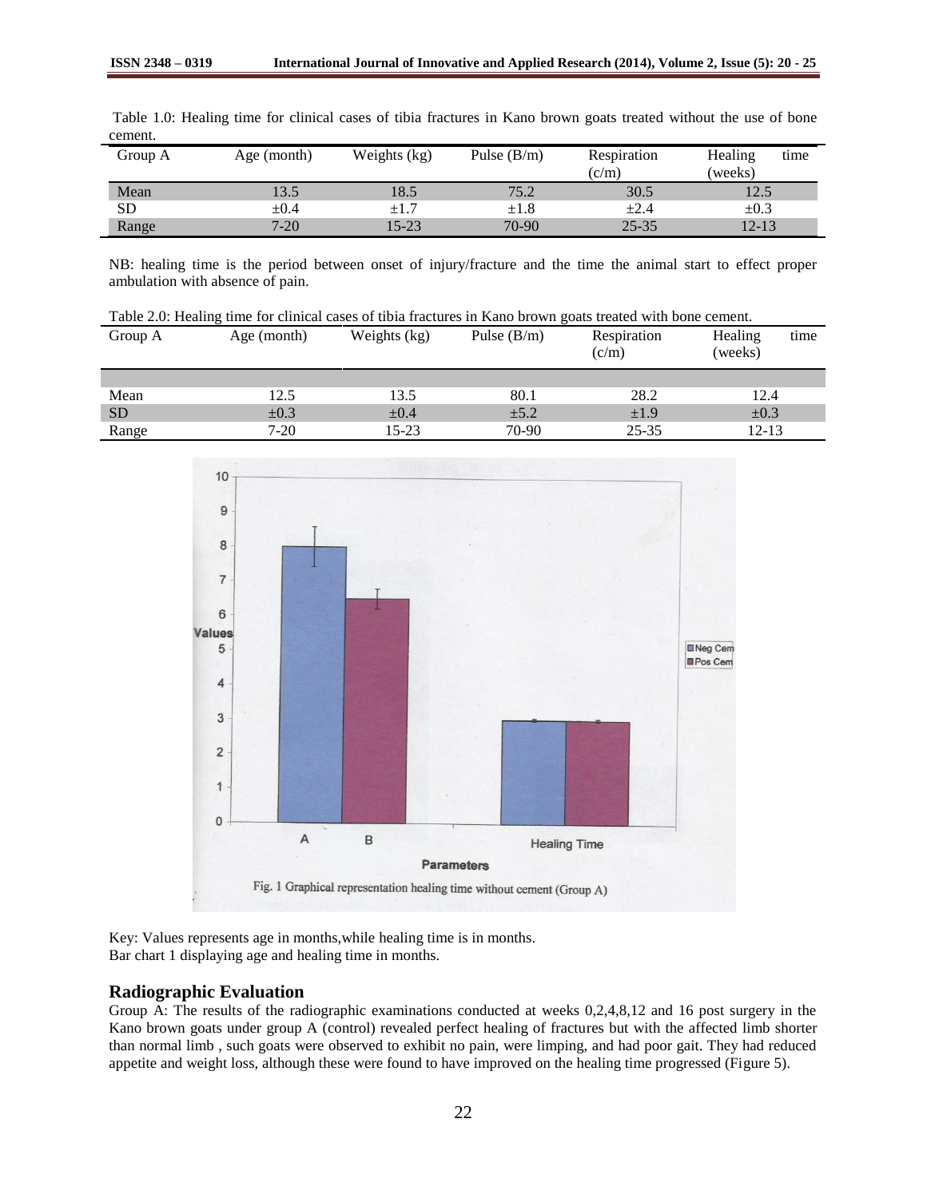Table 1.0: Healing time for clinical cases of tibia fractures in Kano brown goats treated without the use of bone cement.

| Group A | Age (month) | Weights (kg) | Pulse (B/m) | Respiration (c/m) | Healing time (weeks) |
|---|---|---|---|---|---|
| Mean | 13.5 | 18.5 | 75.2 | 30.5 | 12.5 |
| SD | ±0.4 | ±1.7 | ±1.8 | ±2.4 | ±0.3 |
| Range | 7-20 | 15-23 | 70-90 | 25-35 | 12-13 |

NB: healing time is the period between onset of injury/fracture and the time the animal start to effect proper ambulation with absence of pain.

Table 2.0: Healing time for clinical cases of tibia fractures in Kano brown goats treated with bone cement.

| Group A | Age (month) | Weights (kg) | Pulse (B/m) | Respiration (c/m) | Healing time (weeks) |
|---|---|---|---|---|---|
| Mean | 12.5 | 13.5 | 80.1 | 28.2 | 12.4 |
| SD | ±0.3 | ±0.4 | ±5.2 | ±1.9 | ±0.3 |
| Range | 7-20 | 15-23 | 70-90 | 25-35 | 12-13 |

Fig. 1 Graphical representation healing time without cement (Group A)

Key: Values represents age in months,while healing time is in months.
Bar chart 1 displaying age and healing time in months.

## Radiographic Evaluation

Group A: The results of the radiographic examinations conducted at weeks 0,2,4,8,12 and 16 post surgery in the Kano brown goats under group A (control) revealed perfect healing of fractures but with the affected limb shorter than normal limb , such goats were observed to exhibit no pain, were limping, and had poor gait. They had reduced appetite and weight loss, although these were found to have improved on the healing time progressed (Figure 5).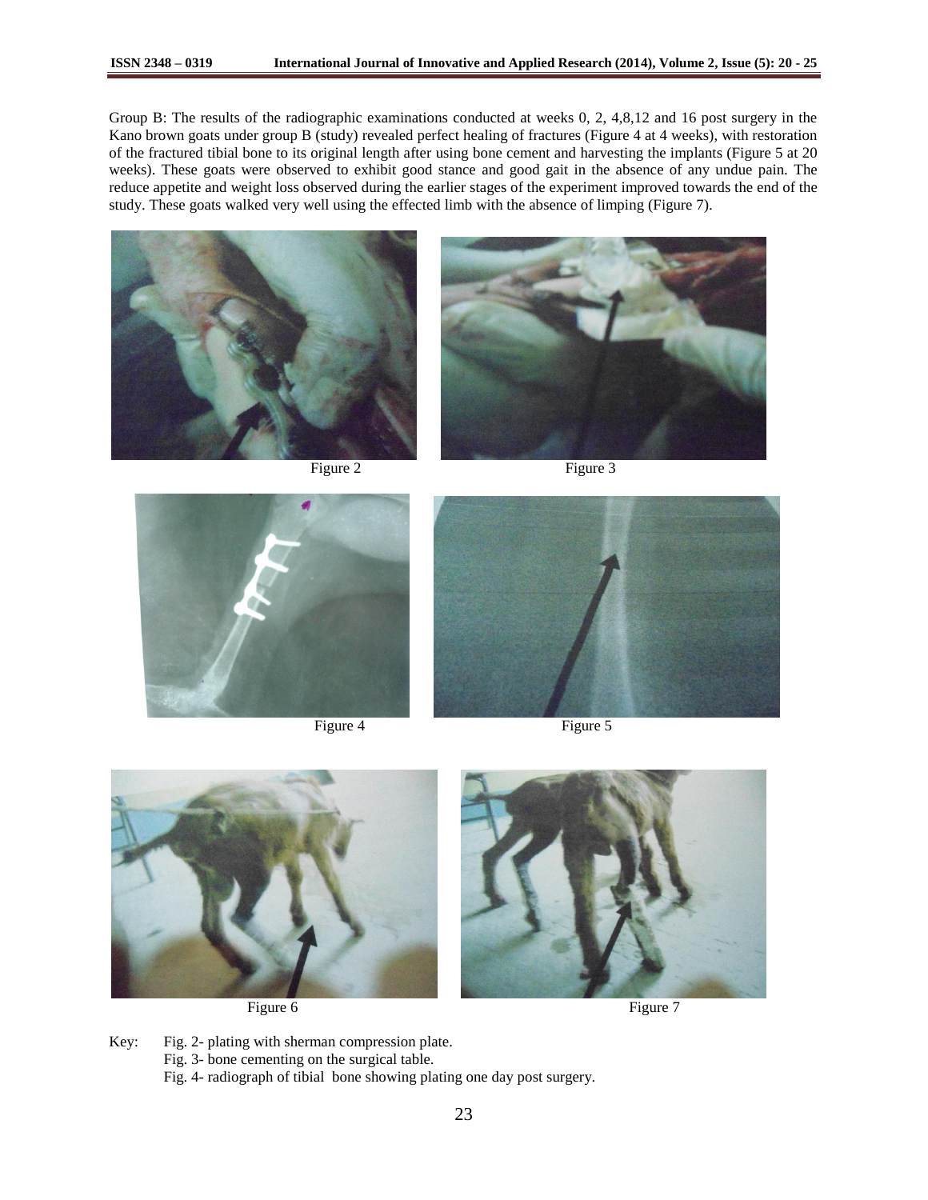Group B: The results of the radiographic examinations conducted at weeks 0, 2, 4,8,12 and 16 post surgery in the Kano brown goats under group B (study) revealed perfect healing of fractures (Figure 4 at 4 weeks), with restoration of the fractured tibial bone to its original length after using bone cement and harvesting the implants (Figure 5 at 20 weeks). These goats were observed to exhibit good stance and good gait in the absence of any undue pain. The reduce appetite and weight loss observed during the earlier stages of the experiment improved towards the end of the study. These goats walked very well using the effected limb with the absence of limping (Figure 7).

Figure 2

Figure 3

Figure 4

Figure 5

Figure 6

Figure 7

Key: Fig. 2- plating with sherman compression plate.
Fig. 3- bone cementing on the surgical table.
Fig. 4- radiograph of tibial bone showing plating one day post surgery.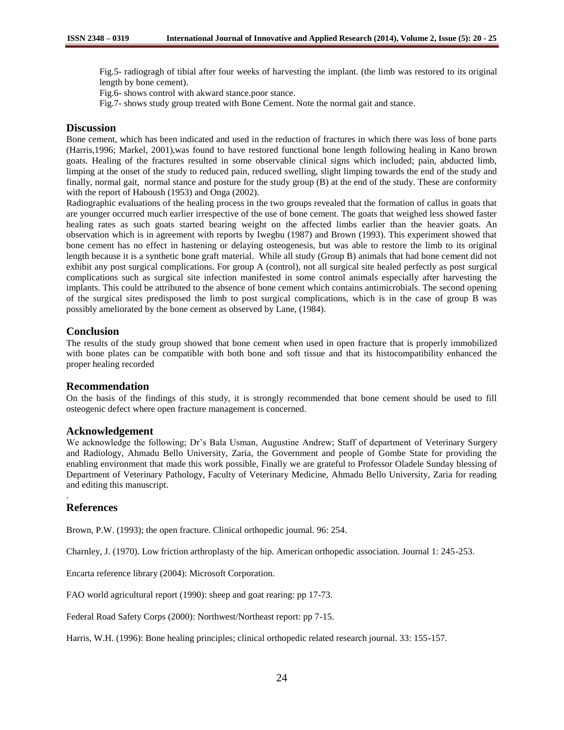Fig.5- radiogragh of tibial after four weeks of harvesting the implant. (the limb was restored to its original length by bone cement).

Fig.6- shows control with akward stance.poor stance.

Fig.7- shows study group treated with Bone Cement. Note the normal gait and stance.

## Discussion

Bone cement, which has been indicated and used in the reduction of fractures in which there was loss of bone parts (Harris,1996; Markel, 2001),was found to have restored functional bone length following healing in Kano brown goats. Healing of the fractures resulted in some observable clinical signs which included; pain, abducted limb, limping at the onset of the study to reduced pain, reduced swelling, slight limping towards the end of the study and finally, normal gait, normal stance and posture for the study group (B) at the end of the study. These are conformity with the report of Haboush (1953) and Onga (2002).

Radiographic evaluations of the healing process in the two groups revealed that the formation of callus in goats that are younger occurred much earlier irrespective of the use of bone cement. The goats that weighed less showed faster healing rates as such goats started bearing weight on the affected limbs earlier than the heavier goats. An observation which is in agreement with reports by Iwegbu (1987) and Brown (1993). This experiment showed that bone cement has no effect in hastening or delaying osteogenesis, but was able to restore the limb to its original length because it is a synthetic bone graft material. While all study (Group B) animals that had bone cement did not exhibit any post surgical complications. For group A (control), not all surgical site healed perfectly as post surgical complications such as surgical site infection manifested in some control animals especially after harvesting the implants. This could be attributed to the absence of bone cement which contains antimicrobials. The second opening of the surgical sites predisposed the limb to post surgical complications, which is in the case of group B was possibly ameliorated by the bone cement as observed by Lane, (1984).

## Conclusion

The results of the study group showed that bone cement when used in open fracture that is properly immobilized with bone plates can be compatible with both bone and soft tissue and that its histocompatibility enhanced the proper healing recorded

## Recommendation

On the basis of the findings of this study, it is strongly recommended that bone cement should be used to fill osteogenic defect where open fracture management is concerned.

## Acknowledgement

We acknowledge the following; Dr's Bala Usman, Augustine Andrew; Staff of department of Veterinary Surgery and Radiology, Ahmadu Bello University, Zaria, the Government and people of Gombe State for providing the enabling environment that made this work possible, Finally we are grateful to Professor Oladele Sunday blessing of Department of Veterinary Pathology, Faculty of Veterinary Medicine, Ahmadu Bello University, Zaria for reading and editing this manuscript.

## References

Brown, P.W. (1993); the open fracture. Clinical orthopedic journal. 96: 254.

Charnley, J. (1970). Low friction arthroplasty of the hip. American orthopedic association. Journal 1: 245-253.

Encarta reference library (2004): Microsoft Corporation.

FAO world agricultural report (1990): sheep and goat rearing: pp 17-73.

Federal Road Safety Corps (2000): Northwest/Northeast report: pp 7-15.

Harris, W.H. (1996): Bone healing principles; clinical orthopedic related research journal. 33: 155-157.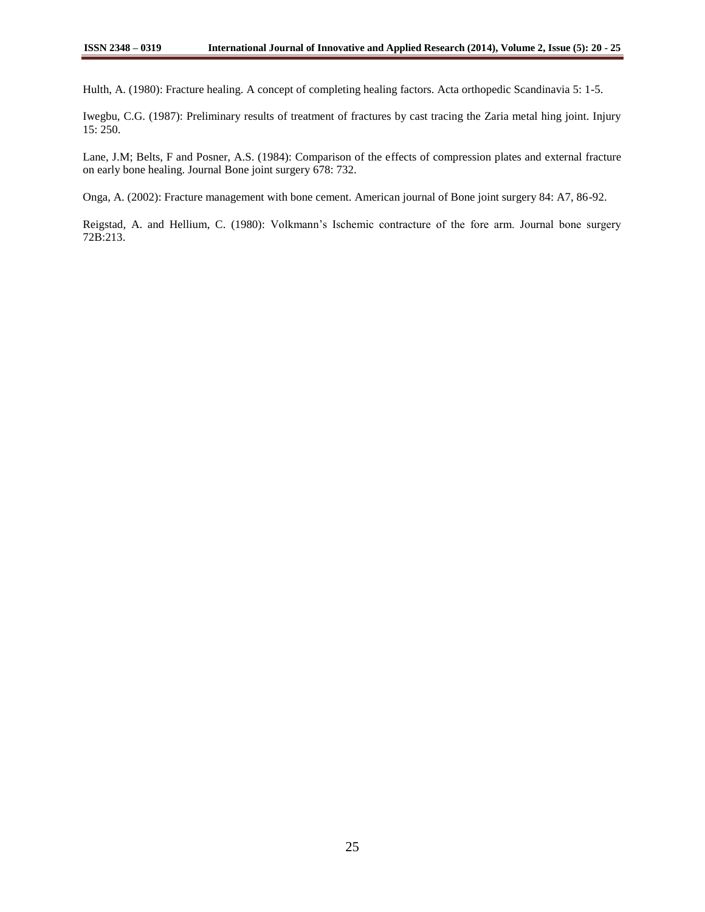Hulth, A. (1980): Fracture healing. A concept of completing healing factors. Acta orthopedic Scandinavia 5: 1-5.

Iwegbu, C.G. (1987): Preliminary results of treatment of fractures by cast tracing the Zaria metal hing joint. Injury 15: 250.

Lane, J.M; Belts, F and Posner, A.S. (1984): Comparison of the effects of compression plates and external fracture on early bone healing. Journal Bone joint surgery 678: 732.

Onga, A. (2002): Fracture management with bone cement. American journal of Bone joint surgery 84: A7, 86-92.

Reigstad, A. and Hellium, C. (1980): Volkmann's Ischemic contracture of the fore arm. Journal bone surgery 72B:213.